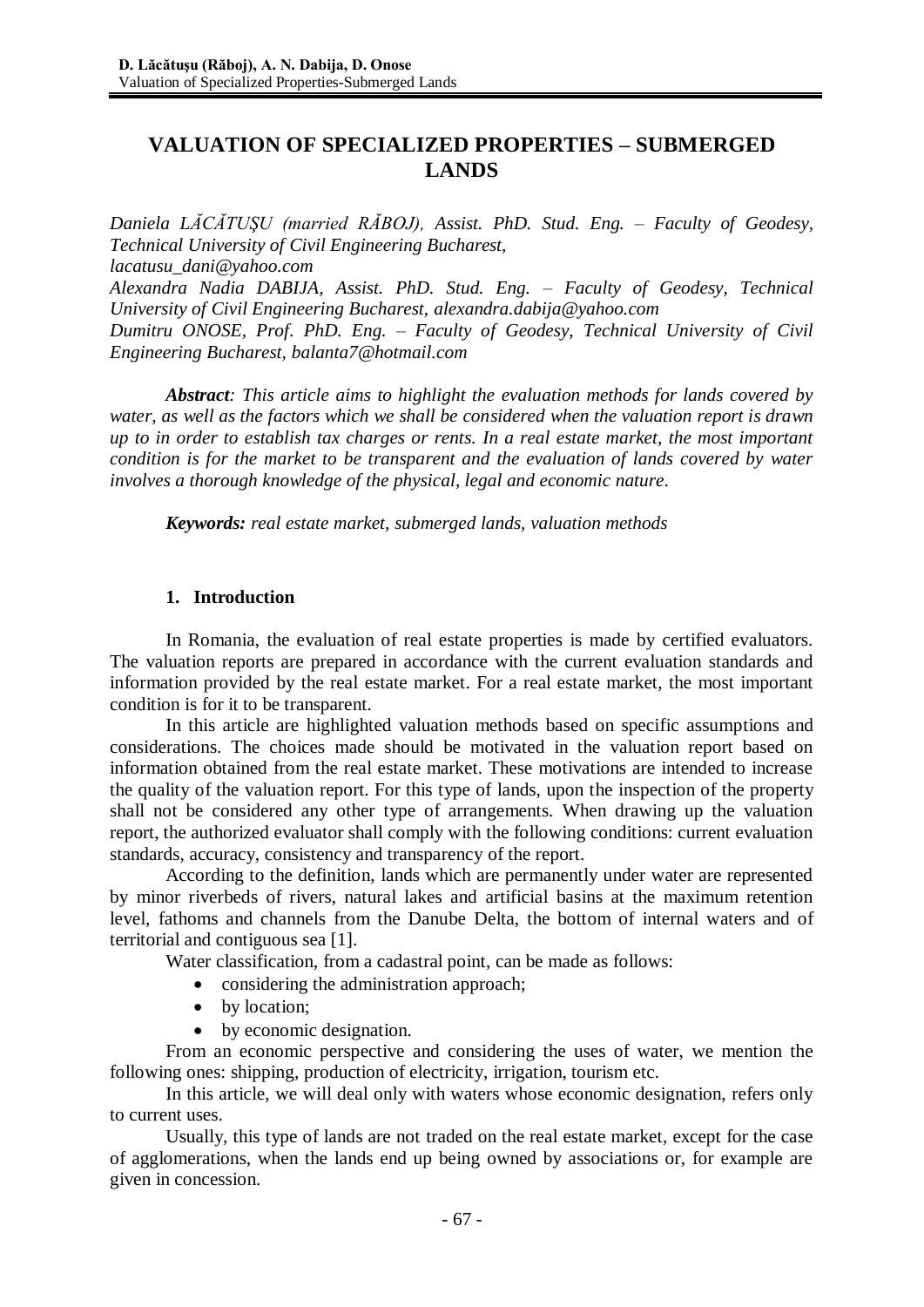# VALUATION OF SPECIALIZED PROPERTIES – SUBMERGED LANDS

*Daniela LĂCĂTUȘU (married RĂBOJ), Assist. PhD. Stud. Eng. – Faculty of Geodesy, Technical University of Civil Engineering Bucharest, lacatusu_dani@yahoo.com*
*Alexandra Nadia DABIJA, Assist. PhD. Stud. Eng. – Faculty of Geodesy, Technical University of Civil Engineering Bucharest, alexandra.dabija@yahoo.com*
*Dumitru ONOSE, Prof. PhD. Eng. – Faculty of Geodesy, Technical University of Civil Engineering Bucharest, balanta7@hotmail.com*

***Abstract**: This article aims to highlight the evaluation methods for lands covered by water, as well as the factors which we shall be considered when the valuation report is drawn up to in order to establish tax charges or rents. In a real estate market, the most important condition is for the market to be transparent and the evaluation of lands covered by water involves a thorough knowledge of the physical, legal and economic nature.*

***Keywords:** real estate market, submerged lands, valuation methods*

## 1. Introduction

In Romania, the evaluation of real estate properties is made by certified evaluators. The valuation reports are prepared in accordance with the current evaluation standards and information provided by the real estate market. For a real estate market, the most important condition is for it to be transparent.

In this article are highlighted valuation methods based on specific assumptions and considerations. The choices made should be motivated in the valuation report based on information obtained from the real estate market. These motivations are intended to increase the quality of the valuation report. For this type of lands, upon the inspection of the property shall not be considered any other type of arrangements. When drawing up the valuation report, the authorized evaluator shall comply with the following conditions: current evaluation standards, accuracy, consistency and transparency of the report.

According to the definition, lands which are permanently under water are represented by minor riverbeds of rivers, natural lakes and artificial basins at the maximum retention level, fathoms and channels from the Danube Delta, the bottom of internal waters and of territorial and contiguous sea [1].

Water classification, from a cadastral point, can be made as follows:

- considering the administration approach;
- by location;
- by economic designation.

From an economic perspective and considering the uses of water, we mention the following ones: shipping, production of electricity, irrigation, tourism etc.

In this article, we will deal only with waters whose economic designation, refers only to current uses.

Usually, this type of lands are not traded on the real estate market, except for the case of agglomerations, when the lands end up being owned by associations or, for example are given in concession.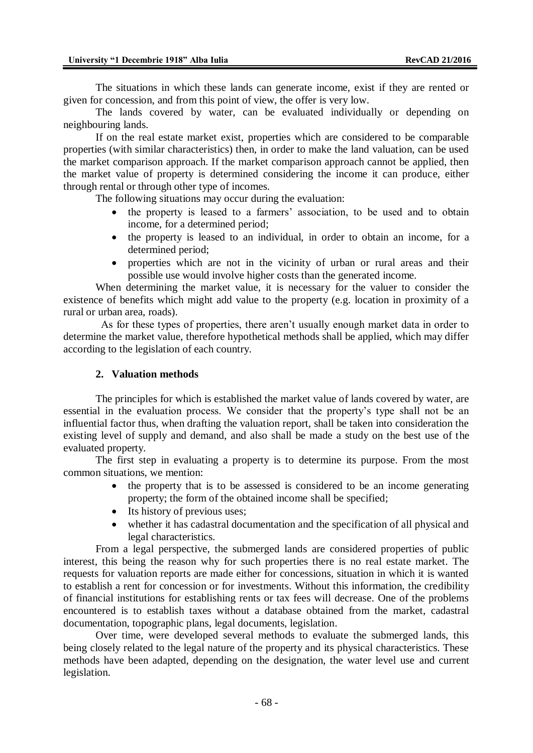The situations in which these lands can generate income, exist if they are rented or given for concession, and from this point of view, the offer is very low.

The lands covered by water, can be evaluated individually or depending on neighbouring lands.

If on the real estate market exist, properties which are considered to be comparable properties (with similar characteristics) then, in order to make the land valuation, can be used the market comparison approach. If the market comparison approach cannot be applied, then the market value of property is determined considering the income it can produce, either through rental or through other type of incomes.

The following situations may occur during the evaluation:

- the property is leased to a farmers' association, to be used and to obtain income, for a determined period;
- the property is leased to an individual, in order to obtain an income, for a determined period;
- properties which are not in the vicinity of urban or rural areas and their possible use would involve higher costs than the generated income.

When determining the market value, it is necessary for the valuer to consider the existence of benefits which might add value to the property (e.g. location in proximity of a rural or urban area, roads).

As for these types of properties, there aren't usually enough market data in order to determine the market value, therefore hypothetical methods shall be applied, which may differ according to the legislation of each country.

## 2. Valuation methods

The principles for which is established the market value of lands covered by water, are essential in the evaluation process. We consider that the property's type shall not be an influential factor thus, when drafting the valuation report, shall be taken into consideration the existing level of supply and demand, and also shall be made a study on the best use of the evaluated property.

The first step in evaluating a property is to determine its purpose. From the most common situations, we mention:

- the property that is to be assessed is considered to be an income generating property; the form of the obtained income shall be specified;
- Its history of previous uses;
- whether it has cadastral documentation and the specification of all physical and legal characteristics.

From a legal perspective, the submerged lands are considered properties of public interest, this being the reason why for such properties there is no real estate market. The requests for valuation reports are made either for concessions, situation in which it is wanted to establish a rent for concession or for investments. Without this information, the credibility of financial institutions for establishing rents or tax fees will decrease. One of the problems encountered is to establish taxes without a database obtained from the market, cadastral documentation, topographic plans, legal documents, legislation.

Over time, were developed several methods to evaluate the submerged lands, this being closely related to the legal nature of the property and its physical characteristics. These methods have been adapted, depending on the designation, the water level use and current legislation.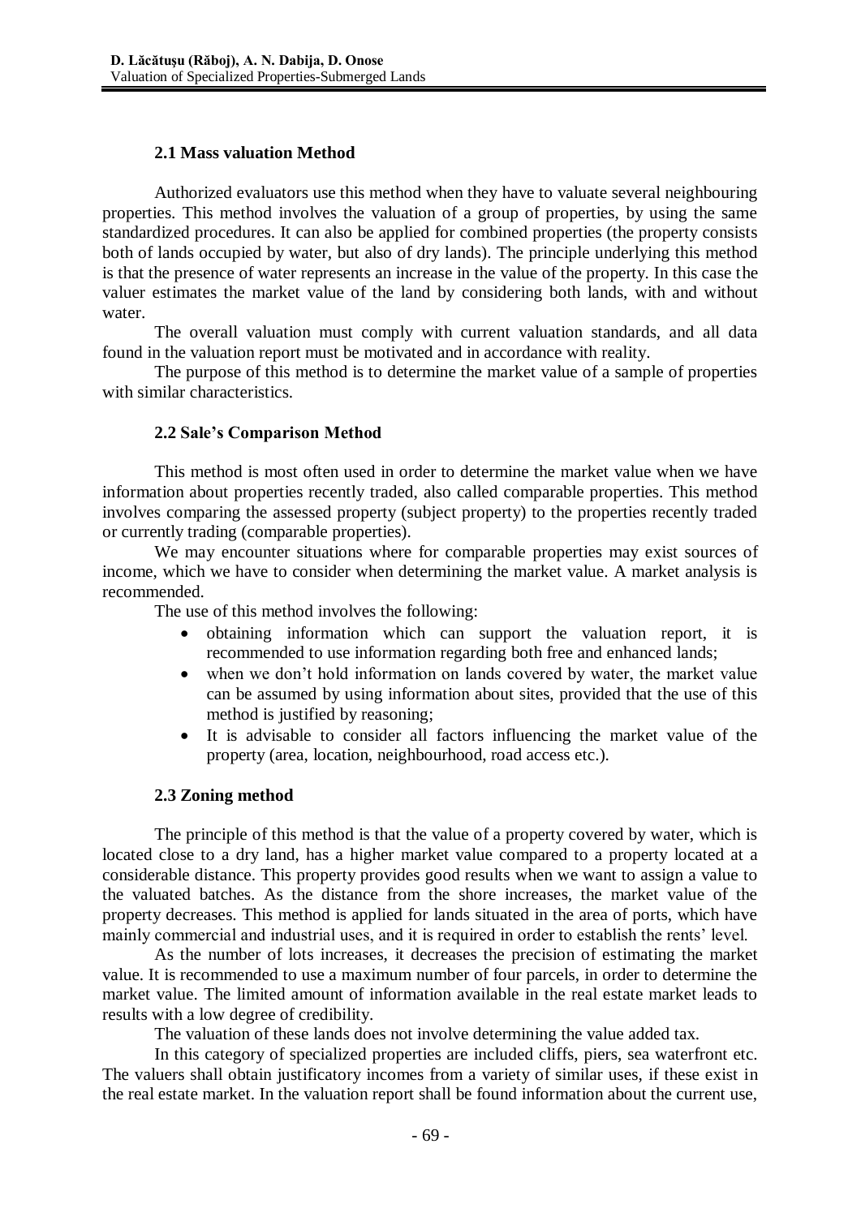### 2.1 Mass valuation Method

Authorized evaluators use this method when they have to valuate several neighbouring properties. This method involves the valuation of a group of properties, by using the same standardized procedures. It can also be applied for combined properties (the property consists both of lands occupied by water, but also of dry lands). The principle underlying this method is that the presence of water represents an increase in the value of the property. In this case the valuer estimates the market value of the land by considering both lands, with and without water.

The overall valuation must comply with current valuation standards, and all data found in the valuation report must be motivated and in accordance with reality.

The purpose of this method is to determine the market value of a sample of properties with similar characteristics.

### 2.2 Sale's Comparison Method

This method is most often used in order to determine the market value when we have information about properties recently traded, also called comparable properties. This method involves comparing the assessed property (subject property) to the properties recently traded or currently trading (comparable properties).

We may encounter situations where for comparable properties may exist sources of income, which we have to consider when determining the market value. A market analysis is recommended.

The use of this method involves the following:

- obtaining information which can support the valuation report, it is recommended to use information regarding both free and enhanced lands;
- when we don't hold information on lands covered by water, the market value can be assumed by using information about sites, provided that the use of this method is justified by reasoning;
- It is advisable to consider all factors influencing the market value of the property (area, location, neighbourhood, road access etc.).

### 2.3 Zoning method

The principle of this method is that the value of a property covered by water, which is located close to a dry land, has a higher market value compared to a property located at a considerable distance. This property provides good results when we want to assign a value to the valuated batches. As the distance from the shore increases, the market value of the property decreases. This method is applied for lands situated in the area of ports, which have mainly commercial and industrial uses, and it is required in order to establish the rents' level.

As the number of lots increases, it decreases the precision of estimating the market value. It is recommended to use a maximum number of four parcels, in order to determine the market value. The limited amount of information available in the real estate market leads to results with a low degree of credibility.

The valuation of these lands does not involve determining the value added tax.

In this category of specialized properties are included cliffs, piers, sea waterfront etc. The valuers shall obtain justificatory incomes from a variety of similar uses, if these exist in the real estate market. In the valuation report shall be found information about the current use,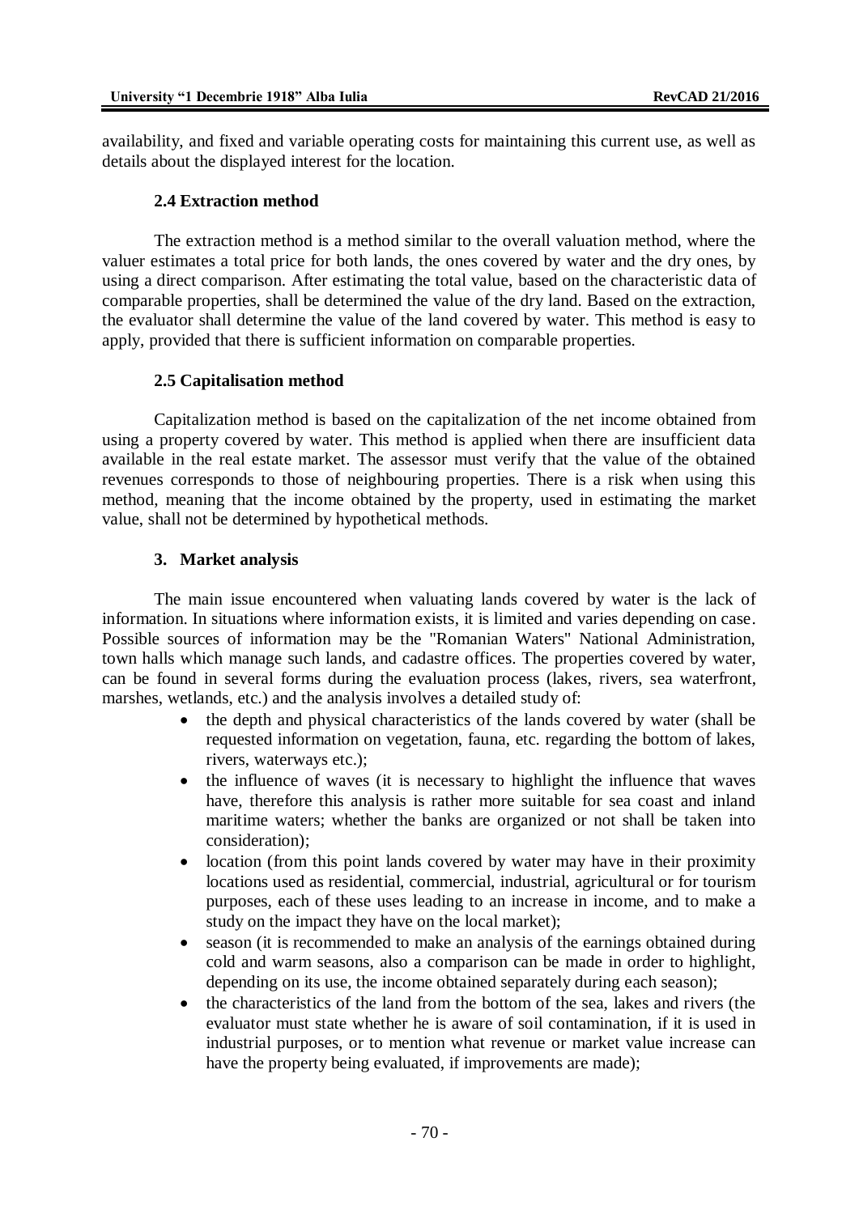availability, and fixed and variable operating costs for maintaining this current use, as well as details about the displayed interest for the location.

### 2.4 Extraction method

The extraction method is a method similar to the overall valuation method, where the valuer estimates a total price for both lands, the ones covered by water and the dry ones, by using a direct comparison. After estimating the total value, based on the characteristic data of comparable properties, shall be determined the value of the dry land. Based on the extraction, the evaluator shall determine the value of the land covered by water. This method is easy to apply, provided that there is sufficient information on comparable properties.

### 2.5 Capitalisation method

Capitalization method is based on the capitalization of the net income obtained from using a property covered by water. This method is applied when there are insufficient data available in the real estate market. The assessor must verify that the value of the obtained revenues corresponds to those of neighbouring properties. There is a risk when using this method, meaning that the income obtained by the property, used in estimating the market value, shall not be determined by hypothetical methods.

## 3. Market analysis

The main issue encountered when valuating lands covered by water is the lack of information. In situations where information exists, it is limited and varies depending on case. Possible sources of information may be the "Romanian Waters" National Administration, town halls which manage such lands, and cadastre offices. The properties covered by water, can be found in several forms during the evaluation process (lakes, rivers, sea waterfront, marshes, wetlands, etc.) and the analysis involves a detailed study of:

- the depth and physical characteristics of the lands covered by water (shall be requested information on vegetation, fauna, etc. regarding the bottom of lakes, rivers, waterways etc.);
- the influence of waves (it is necessary to highlight the influence that waves have, therefore this analysis is rather more suitable for sea coast and inland maritime waters; whether the banks are organized or not shall be taken into consideration);
- location (from this point lands covered by water may have in their proximity locations used as residential, commercial, industrial, agricultural or for tourism purposes, each of these uses leading to an increase in income, and to make a study on the impact they have on the local market);
- season (it is recommended to make an analysis of the earnings obtained during cold and warm seasons, also a comparison can be made in order to highlight, depending on its use, the income obtained separately during each season);
- the characteristics of the land from the bottom of the sea, lakes and rivers (the evaluator must state whether he is aware of soil contamination, if it is used in industrial purposes, or to mention what revenue or market value increase can have the property being evaluated, if improvements are made);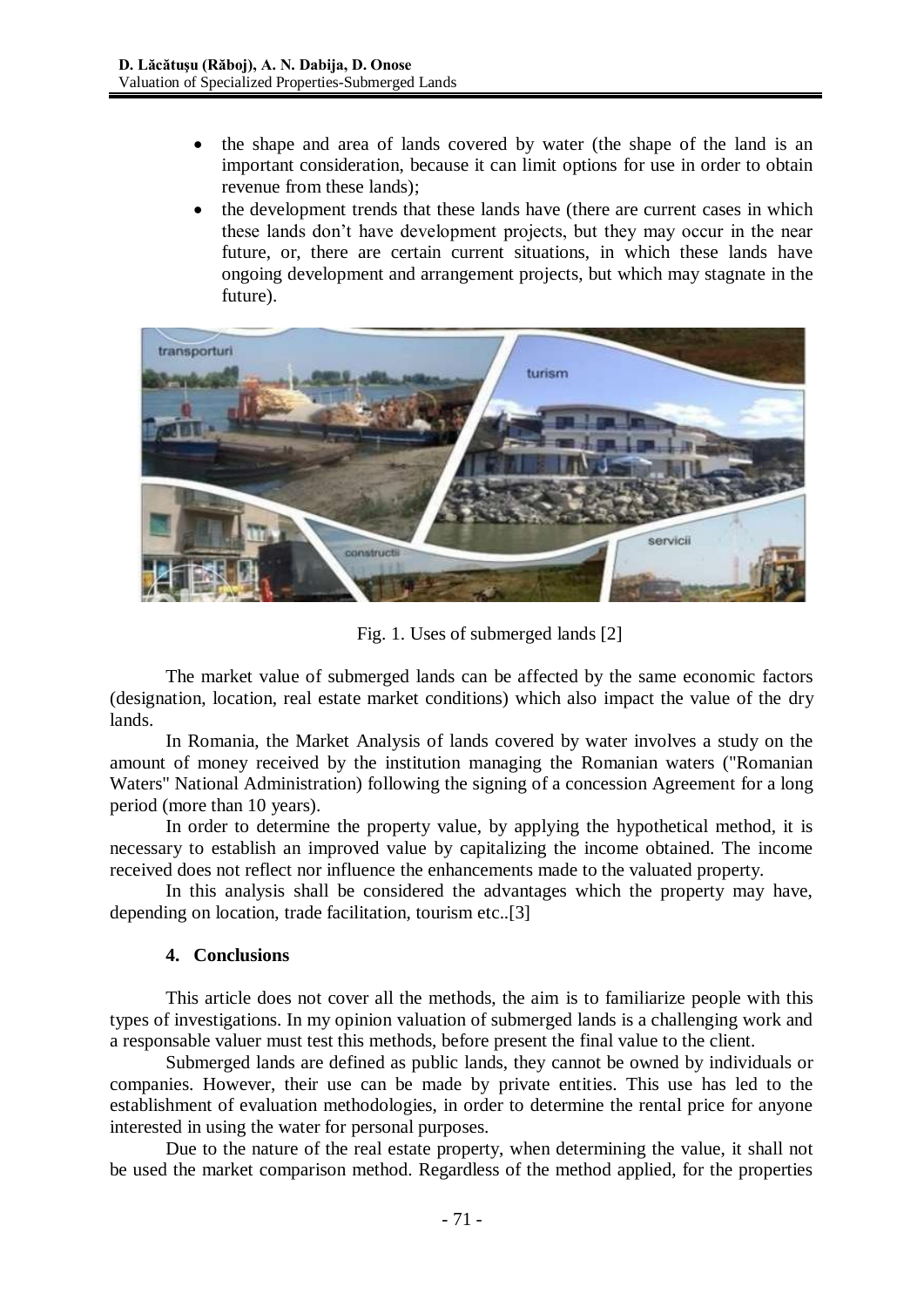- the shape and area of lands covered by water (the shape of the land is an important consideration, because it can limit options for use in order to obtain revenue from these lands);
- the development trends that these lands have (there are current cases in which these lands don't have development projects, but they may occur in the near future, or, there are certain current situations, in which these lands have ongoing development and arrangement projects, but which may stagnate in the future).

Fig. 1. Uses of submerged lands [2]

The market value of submerged lands can be affected by the same economic factors (designation, location, real estate market conditions) which also impact the value of the dry lands.

In Romania, the Market Analysis of lands covered by water involves a study on the amount of money received by the institution managing the Romanian waters ("Romanian Waters" National Administration) following the signing of a concession Agreement for a long period (more than 10 years).

In order to determine the property value, by applying the hypothetical method, it is necessary to establish an improved value by capitalizing the income obtained. The income received does not reflect nor influence the enhancements made to the valuated property.

In this analysis shall be considered the advantages which the property may have, depending on location, trade facilitation, tourism etc..[3]

## 4. Conclusions

This article does not cover all the methods, the aim is to familiarize people with this types of investigations. In my opinion valuation of submerged lands is a challenging work and a responsable valuer must test this methods, before present the final value to the client.

Submerged lands are defined as public lands, they cannot be owned by individuals or companies. However, their use can be made by private entities. This use has led to the establishment of evaluation methodologies, in order to determine the rental price for anyone interested in using the water for personal purposes.

Due to the nature of the real estate property, when determining the value, it shall not be used the market comparison method. Regardless of the method applied, for the properties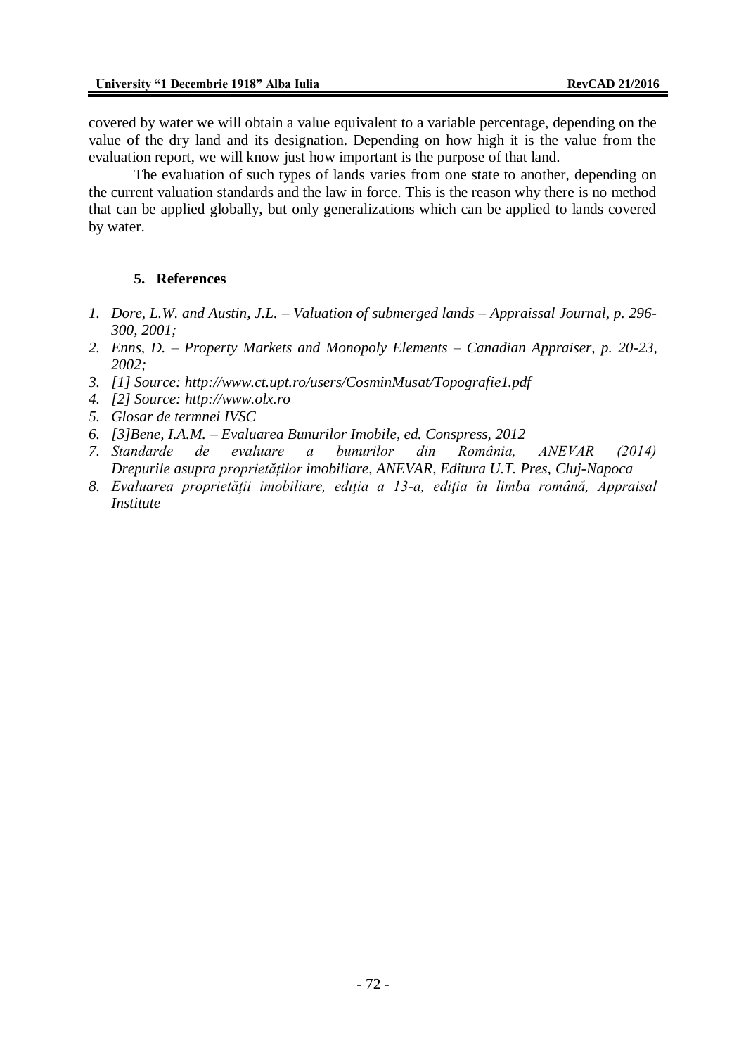covered by water we will obtain a value equivalent to a variable percentage, depending on the value of the dry land and its designation. Depending on how high it is the value from the evaluation report, we will know just how important is the purpose of that land.

The evaluation of such types of lands varies from one state to another, depending on the current valuation standards and the law in force. This is the reason why there is no method that can be applied globally, but only generalizations which can be applied to lands covered by water.

## 5. References

1. *Dore, L.W. and Austin, J.L. – Valuation of submerged lands – Appraissal Journal, p. 296-300, 2001;*
2. *Enns, D. – Property Markets and Monopoly Elements – Canadian Appraiser, p. 20-23, 2002;*
3. *[1] Source: http://www.ct.upt.ro/users/CosminMusat/Topografie1.pdf*
4. *[2] Source: http://www.olx.ro*
5. *Glosar de termnei IVSC*
6. *[3]Bene, I.A.M. – Evaluarea Bunurilor Imobile, ed. Conspress, 2012*
7. *Standarde de evaluare a bunurilor din România, ANEVAR (2014) Drepurile asupra proprietăților imobiliare, ANEVAR, Editura U.T. Pres, Cluj-Napoca*
8. *Evaluarea proprietății imobiliare, ediția a 13-a, ediția în limba română, Appraisal Institute*